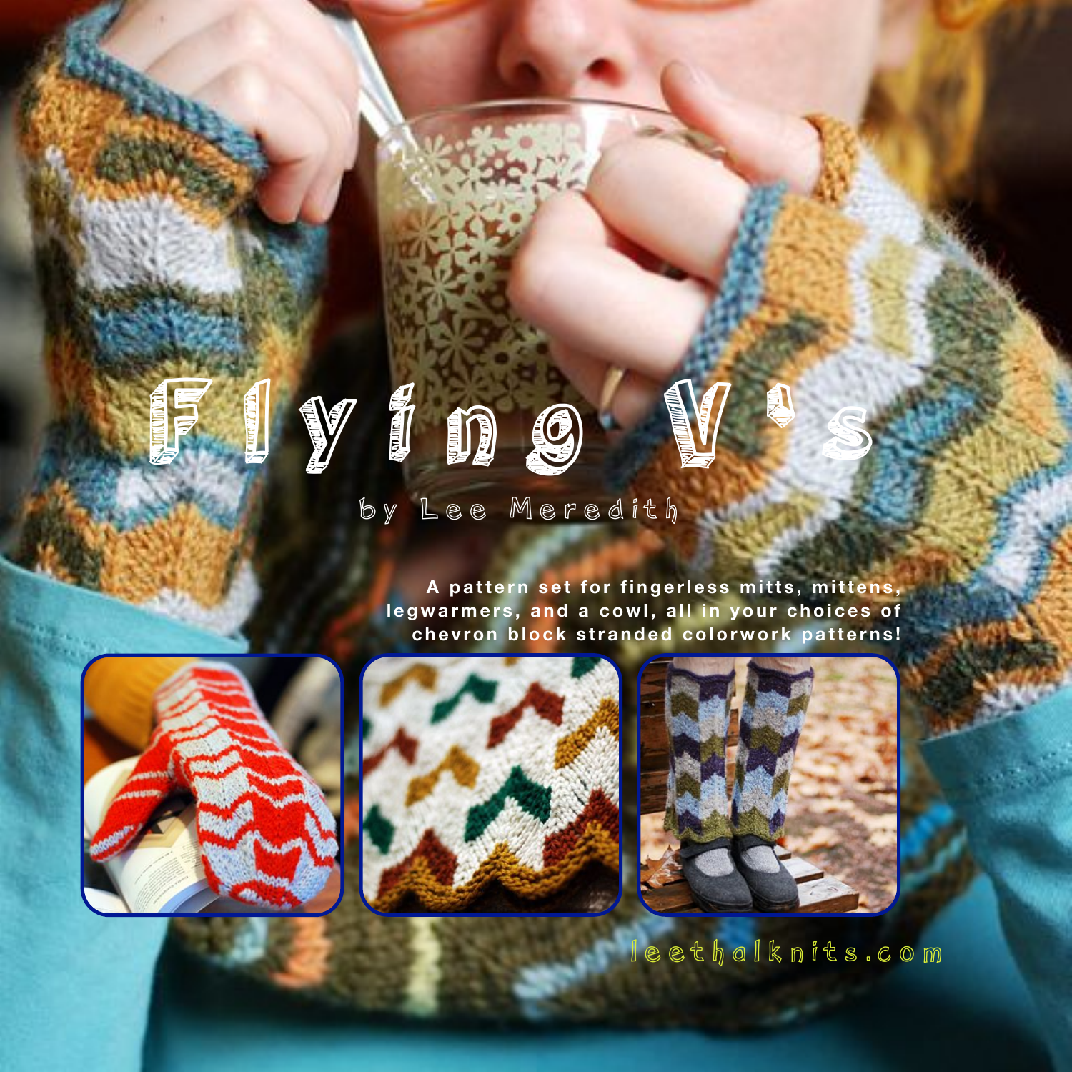# Flying V's

by Lee Meredith

A pattern set for fingerless mitts, mittens, legwarmers, and a cowl, all in your choices of chevron block stranded colorwork patterns!

leethalknits.com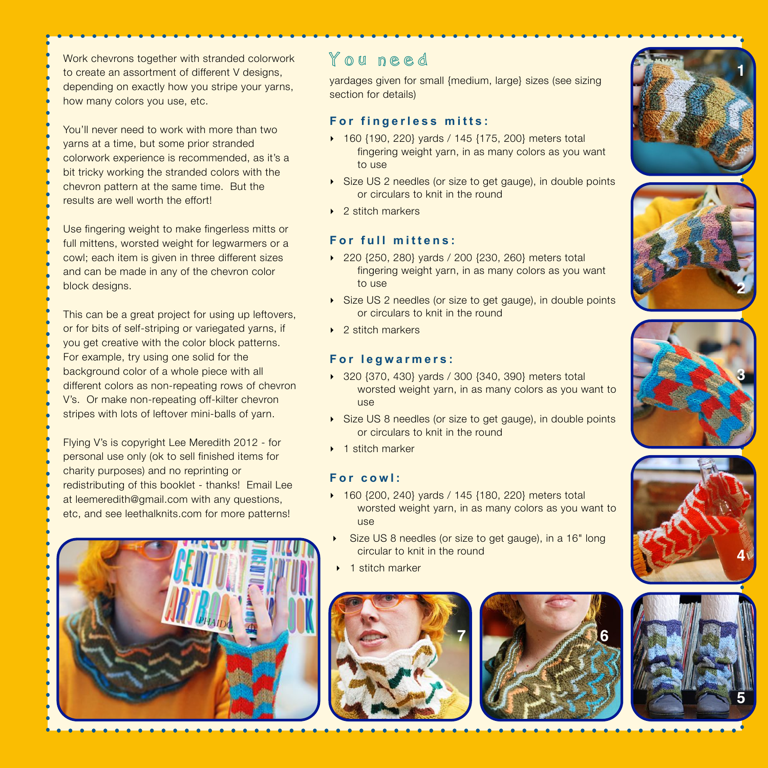Work chevrons together with stranded colorwork to create an assortment of different V designs, depending on exactly how you stripe your yarns, how many colors you use, etc.

You'll never need to work with more than two yarns at a time, but some prior stranded colorwork experience is recommended, as it's a bit tricky working the stranded colors with the chevron pattern at the same time. But the results are well worth the effort!

Use fingering weight to make fingerless mitts or full mittens, worsted weight for legwarmers or a cowl; each item is given in three different sizes and can be made in any of the chevron color block designs.

This can be a great project for using up leftovers, or for bits of self-striping or variegated yarns, if you get creative with the color block patterns. For example, try using one solid for the background color of a whole piece with all different colors as non-repeating rows of chevron V's. Or make non-repeating off-kilter chevron stripes with lots of leftover mini-balls of yarn.

Flying V's is copyright Lee Meredith 2012 - for personal use only (ok to sell finished items for charity purposes) and no reprinting or redistributing of this booklet - thanks! Email Lee at leemeredith@gmail.com with any questions, etc, and see leethalknits.com for more patterns!

## You need

yardages given for small {medium, large} sizes (see sizing section for details)

### For fingerless mitts:

- 160 {190, 220} yards / 145 {175, 200} meters total fingering weight yarn, in as many colors as you want to use
- Size US 2 needles (or size to get gauge), in double points or circulars to knit in the round
- 2 stitch markers

### For full mittens:

- 220 {250, 280} yards / 200 {230, 260} meters total fingering weight yarn, in as many colors as you want to use
- Size US 2 needles (or size to get gauge), in double points or circulars to knit in the round
- 2 stitch markers

### For legwarmers:

- 320 {370, 430} yards / 300 {340, 390} meters total worsted weight yarn, in as many colors as you want to use
- Size US 8 needles (or size to get gauge), in double points or circulars to knit in the round
- 1 stitch marker

### For cowl:

- 160 {200, 240} yards / 145 {180, 220} meters total worsted weight yarn, in as many colors as you want to use
- Size US 8 needles (or size to get gauge), in a 16" long circular to knit in the round
- 1 stitch marker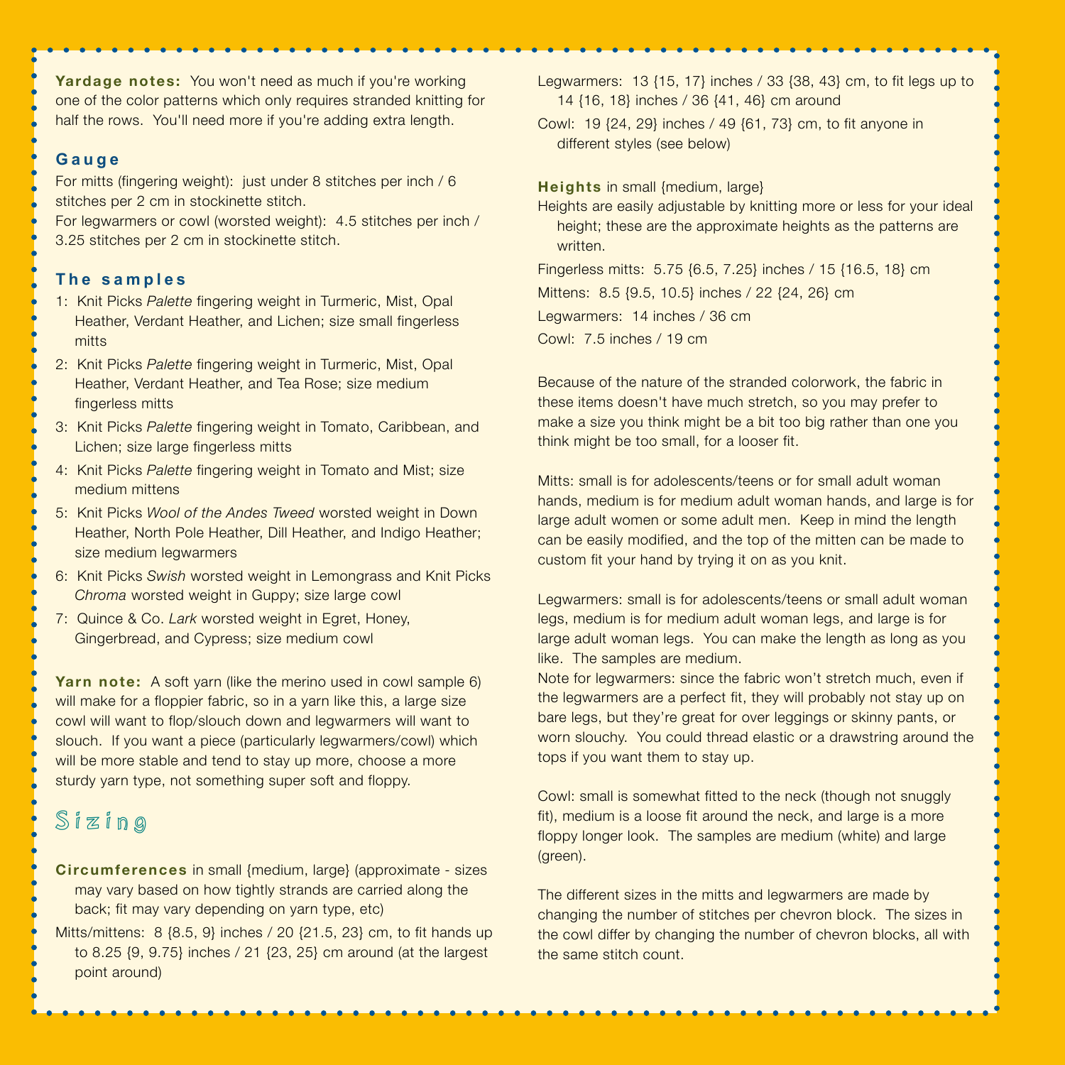**Yardage notes:** You won't need as much if you're working one of the color patterns which only requires stranded knitting for half the rows. You'll need more if you're adding extra length.

### Gauge

For mitts (fingering weight): just under 8 stitches per inch / 6 stitches per 2 cm in stockinette stitch.
For legwarmers or cowl (worsted weight): 4.5 stitches per inch / 3.25 stitches per 2 cm in stockinette stitch.

### The samples

1: Knit Picks *Palette* fingering weight in Turmeric, Mist, Opal Heather, Verdant Heather, and Lichen; size small fingerless mitts
2: Knit Picks *Palette* fingering weight in Turmeric, Mist, Opal Heather, Verdant Heather, and Tea Rose; size medium fingerless mitts
3: Knit Picks *Palette* fingering weight in Tomato, Caribbean, and Lichen; size large fingerless mitts
4: Knit Picks *Palette* fingering weight in Tomato and Mist; size medium mittens
5: Knit Picks *Wool of the Andes Tweed* worsted weight in Down Heather, North Pole Heather, Dill Heather, and Indigo Heather; size medium legwarmers
6: Knit Picks *Swish* worsted weight in Lemongrass and Knit Picks *Chroma* worsted weight in Guppy; size large cowl
7: Quince & Co. *Lark* worsted weight in Egret, Honey, Gingerbread, and Cypress; size medium cowl

**Yarn note:** A soft yarn (like the merino used in cowl sample 6) will make for a floppier fabric, so in a yarn like this, a large size cowl will want to flop/slouch down and legwarmers will want to slouch. If you want a piece (particularly legwarmers/cowl) which will be more stable and tend to stay up more, choose a more sturdy yarn type, not something super soft and floppy.

## Sizing

**Circumferences** in small {medium, large} (approximate - sizes may vary based on how tightly strands are carried along the back; fit may vary depending on yarn type, etc)

Mitts/mittens: 8 {8.5, 9} inches / 20 {21.5, 23} cm, to fit hands up to 8.25 {9, 9.75} inches / 21 {23, 25} cm around (at the largest point around)

Legwarmers: 13 {15, 17} inches / 33 {38, 43} cm, to fit legs up to 14 {16, 18} inches / 36 {41, 46} cm around

Cowl: 19 {24, 29} inches / 49 {61, 73} cm, to fit anyone in different styles (see below)

**Heights** in small {medium, large}

Heights are easily adjustable by knitting more or less for your ideal height; these are the approximate heights as the patterns are written.

Fingerless mitts: 5.75 {6.5, 7.25} inches / 15 {16.5, 18} cm

Mittens: 8.5 {9.5, 10.5} inches / 22 {24, 26} cm

Legwarmers: 14 inches / 36 cm

Cowl: 7.5 inches / 19 cm

Because of the nature of the stranded colorwork, the fabric in these items doesn't have much stretch, so you may prefer to make a size you think might be a bit too big rather than one you think might be too small, for a looser fit.

Mitts: small is for adolescents/teens or for small adult woman hands, medium is for medium adult woman hands, and large is for large adult women or some adult men. Keep in mind the length can be easily modified, and the top of the mitten can be made to custom fit your hand by trying it on as you knit.

Legwarmers: small is for adolescents/teens or small adult woman legs, medium is for medium adult woman legs, and large is for large adult woman legs. You can make the length as long as you like. The samples are medium.
Note for legwarmers: since the fabric won't stretch much, even if the legwarmers are a perfect fit, they will probably not stay up on bare legs, but they're great for over leggings or skinny pants, or worn slouchy. You could thread elastic or a drawstring around the tops if you want them to stay up.

Cowl: small is somewhat fitted to the neck (though not snuggly fit), medium is a loose fit around the neck, and large is a more floppy longer look. The samples are medium (white) and large (green).

The different sizes in the mitts and legwarmers are made by changing the number of stitches per chevron block. The sizes in the cowl differ by changing the number of chevron blocks, all with the same stitch count.